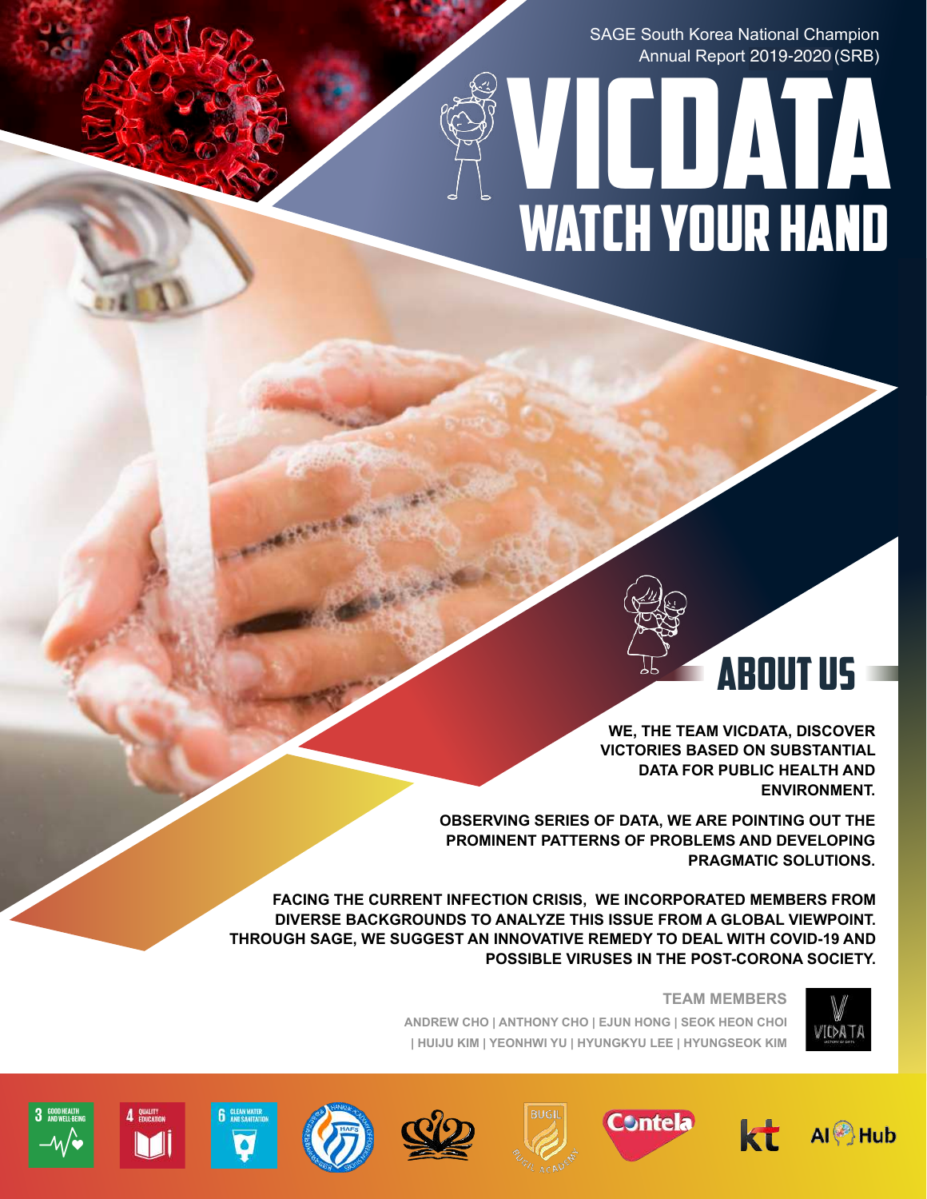SAGE South Korea National Champion
Annual Report 2019-2020 (SRB)

# VICDATA

## WATCH YOUR HAND

## ABOUT US

**WE, THE TEAM VICDATA, DISCOVER VICTORIES BASED ON SUBSTANTIAL DATA FOR PUBLIC HEALTH AND ENVIRONMENT.**

**OBSERVING SERIES OF DATA, WE ARE POINTING OUT THE PROMINENT PATTERNS OF PROBLEMS AND DEVELOPING PRAGMATIC SOLUTIONS.**

**FACING THE CURRENT INFECTION CRISIS, WE INCORPORATED MEMBERS FROM DIVERSE BACKGROUNDS TO ANALYZE THIS ISSUE FROM A GLOBAL VIEWPOINT. THROUGH SAGE, WE SUGGEST AN INNOVATIVE REMEDY TO DEAL WITH COVID-19 AND POSSIBLE VIRUSES IN THE POST-CORONA SOCIETY.**

**TEAM MEMBERS**

ANDREW CHO | ANTHONY CHO | EJUN HONG | SEOK HEON CHOI | HUIJU KIM | YEONHWI YU | HYUNGKYU LEE | HYUNGSEOK KIM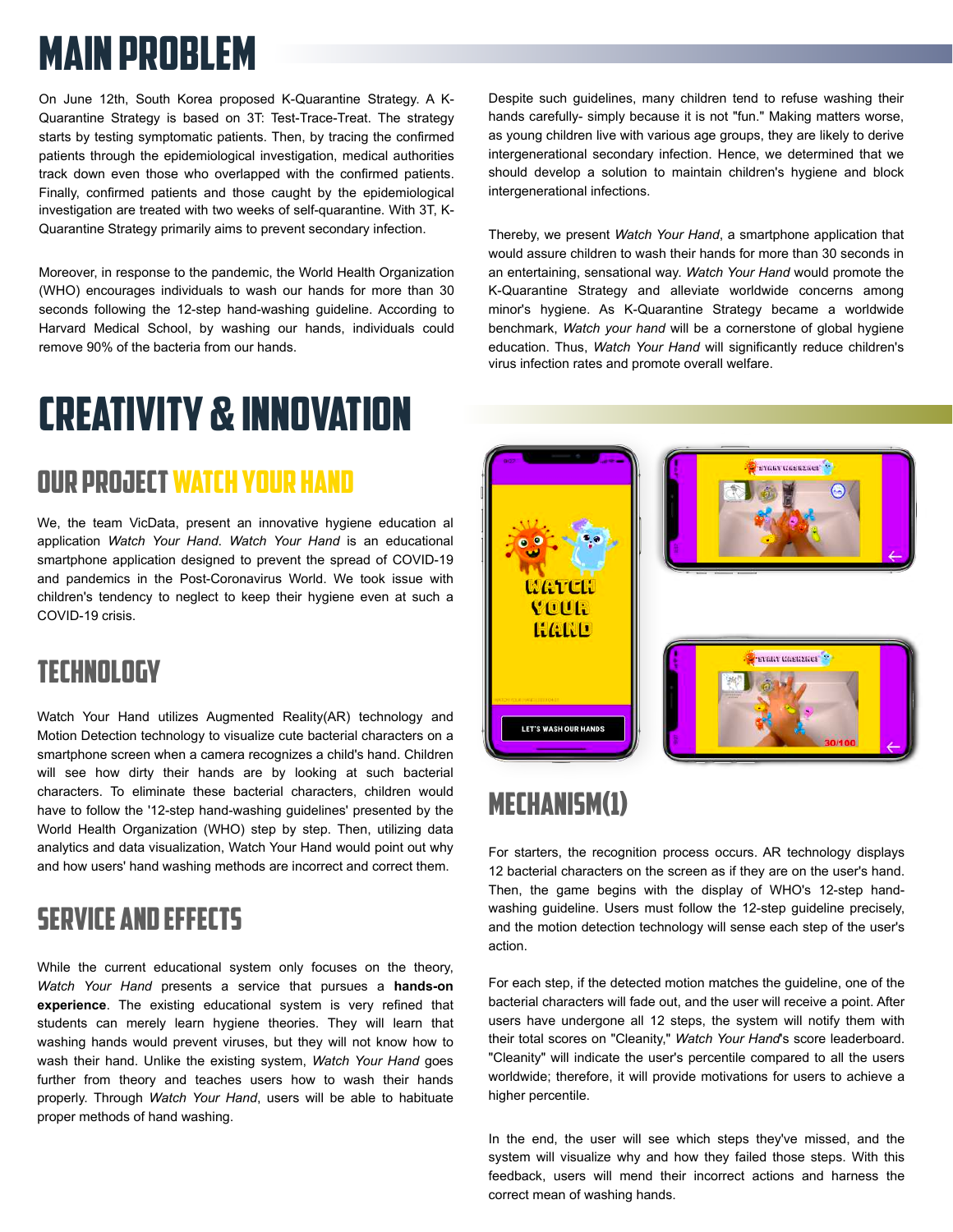# MAIN PROBLEM

On June 12th, South Korea proposed K-Quarantine Strategy. A K-Quarantine Strategy is based on 3T: Test-Trace-Treat. The strategy starts by testing symptomatic patients. Then, by tracing the confirmed patients through the epidemiological investigation, medical authorities track down even those who overlapped with the confirmed patients. Finally, confirmed patients and those caught by the epidemiological investigation are treated with two weeks of self-quarantine. With 3T, K-Quarantine Strategy primarily aims to prevent secondary infection.

Moreover, in response to the pandemic, the World Health Organization (WHO) encourages individuals to wash our hands for more than 30 seconds following the 12-step hand-washing guideline. According to Harvard Medical School, by washing our hands, individuals could remove 90% of the bacteria from our hands.

Despite such guidelines, many children tend to refuse washing their hands carefully- simply because it is not "fun." Making matters worse, as young children live with various age groups, they are likely to derive intergenerational secondary infection. Hence, we determined that we should develop a solution to maintain children's hygiene and block intergenerational infections.

Thereby, we present *Watch Your Hand*, a smartphone application that would assure children to wash their hands for more than 30 seconds in an entertaining, sensational way. *Watch Your Hand* would promote the K-Quarantine Strategy and alleviate worldwide concerns among minor's hygiene. As K-Quarantine Strategy became a worldwide benchmark, *Watch your hand* will be a cornerstone of global hygiene education. Thus, *Watch Your Hand* will significantly reduce children's virus infection rates and promote overall welfare.

# CREATIVITY & INNOVATION

## OUR PROJECT WATCH YOUR HAND

We, the team VicData, present an innovative hygiene education al application *Watch Your Hand*. *Watch Your Hand* is an educational smartphone application designed to prevent the spread of COVID-19 and pandemics in the Post-Coronavirus World. We took issue with children's tendency to neglect to keep their hygiene even at such a COVID-19 crisis.

## TECHNOLOGY

Watch Your Hand utilizes Augmented Reality(AR) technology and Motion Detection technology to visualize cute bacterial characters on a smartphone screen when a camera recognizes a child's hand. Children will see how dirty their hands are by looking at such bacterial characters. To eliminate these bacterial characters, children would have to follow the '12-step hand-washing guidelines' presented by the World Health Organization (WHO) step by step. Then, utilizing data analytics and data visualization, Watch Your Hand would point out why and how users' hand washing methods are incorrect and correct them.

## SERVICE AND EFFECTS

While the current educational system only focuses on the theory, *Watch Your Hand* presents a service that pursues a **hands-on experience**. The existing educational system is very refined that students can merely learn hygiene theories. They will learn that washing hands would prevent viruses, but they will not know how to wash their hand. Unlike the existing system, *Watch Your Hand* goes further from theory and teaches users how to wash their hands properly. Through *Watch Your Hand*, users will be able to habituate proper methods of hand washing.

## MECHANISM(1)

For starters, the recognition process occurs. AR technology displays 12 bacterial characters on the screen as if they are on the user's hand. Then, the game begins with the display of WHO's 12-step hand-washing guideline. Users must follow the 12-step guideline precisely, and the motion detection technology will sense each step of the user's action.

For each step, if the detected motion matches the guideline, one of the bacterial characters will fade out, and the user will receive a point. After users have undergone all 12 steps, the system will notify them with their total scores on "Cleanity," *Watch Your Hand*'s score leaderboard. "Cleanity" will indicate the user's percentile compared to all the users worldwide; therefore, it will provide motivations for users to achieve a higher percentile.

In the end, the user will see which steps they've missed, and the system will visualize why and how they failed those steps. With this feedback, users will mend their incorrect actions and harness the correct mean of washing hands.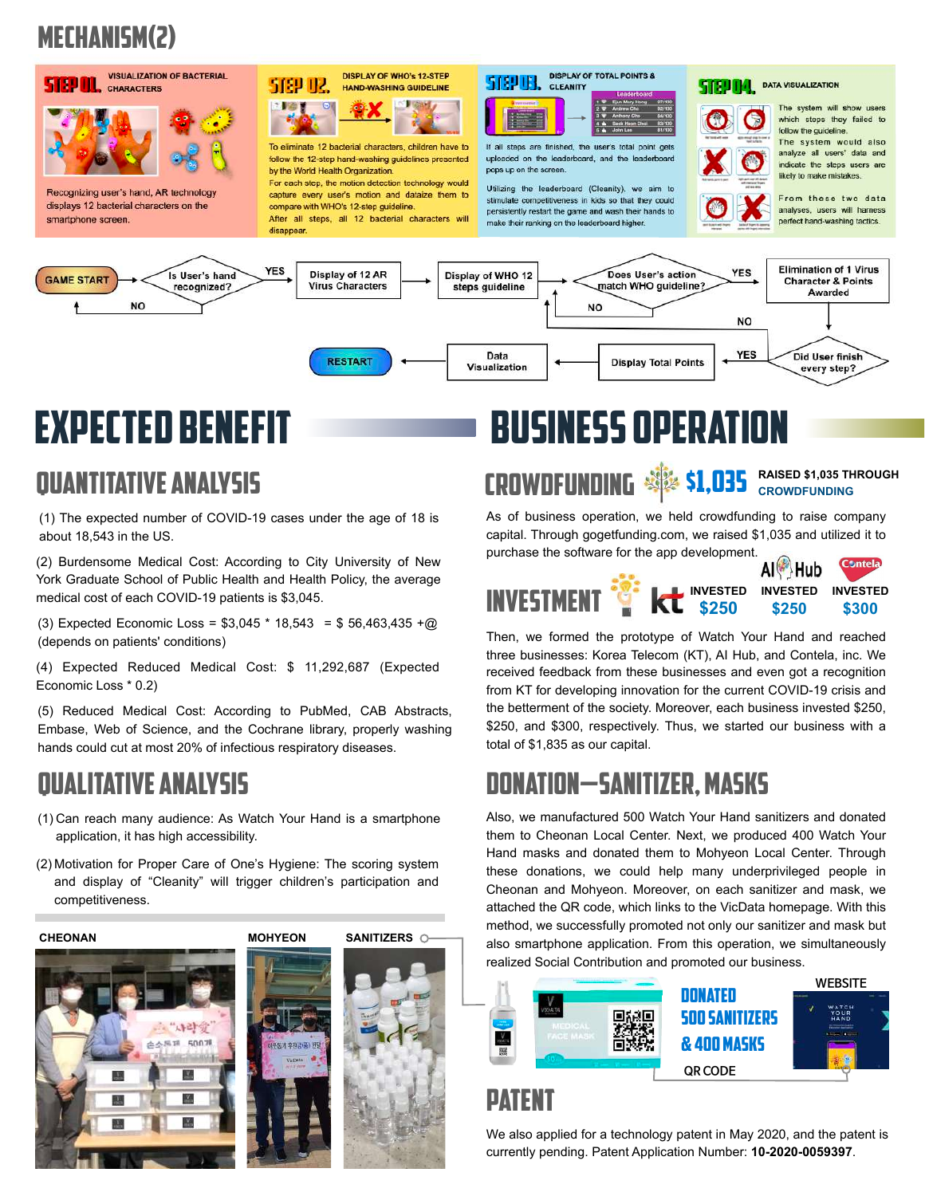# MECHANISM(2)

**STEP 01.** VISUALIZATION OF BACTERIAL CHARACTERS

Recognizing user's hand, AR technology displays 12 bacterial characters on the smartphone screen.

**STEP 02.** DISPLAY OF WHO'S 12-STEP HAND-WASHING GUIDELINE

To eliminate 12 bacterial characters, children have to follow the 12-step hand-washing guidelines presented by the World Health Organization.
For each step, the motion detection technology would capture every user's motion and dataize them to compare with WHO's 12-step guideline.
After all steps, all 12 bacterial characters will disappear.

**STEP 03.** DISPLAY OF TOTAL POINTS & CLEANITY

If all steps are finished, the user's total point gets uploaded on the leaderboard, and the leaderboard pops up on the screen.
Utilizing the leaderboard (Cleanity), we aim to stimulate competitiveness in kids so that they could persistently restart the game and wash their hands to make their ranking on the leaderboard higher.

**STEP 04.** DATA VISUALIZATION

The system will show users which steps they failed to follow the guideline.
The system would also analyze all users' data and indicate the steps users are likely to make mistakes.
From these two data analyses, users will harness perfect hand-washing tactics.

GAME START → Is User's hand recognized? (NO → GAME START; YES →) Display of 12 AR Virus Characters → Display of WHO 12 steps guideline → Does User's action match WHO guideline? (NO → Display of WHO 12 steps guideline; YES →) Elimination of 1 Virus Character & Points Awarded → Did User finish every step? (NO → Display of WHO 12 steps guideline; YES →) Display Total Points → Data Visualization → RESTART

# EXPECTED BENEFIT

## QUANTITATIVE ANALYSIS

(1) The expected number of COVID-19 cases under the age of 18 is about 18,543 in the US.

(2) Burdensome Medical Cost: According to City University of New York Graduate School of Public Health and Health Policy, the average medical cost of each COVID-19 patients is $3,045.

(3) Expected Economic Loss = $3,045 * 18,543 = $ 56,463,435 +@ (depends on patients' conditions)

(4) Expected Reduced Medical Cost: $ 11,292,687 (Expected Economic Loss * 0.2)

(5) Reduced Medical Cost: According to PubMed, CAB Abstracts, Embase, Web of Science, and the Cochrane library, properly washing hands could cut at most 20% of infectious respiratory diseases.

## QUALITATIVE ANALYSIS

(1) Can reach many audience: As Watch Your Hand is a smartphone application, it has high accessibility.

(2) Motivation for Proper Care of One's Hygiene: The scoring system and display of "Cleanity" will trigger children's participation and competitiveness.

CHEONAN MOHYEON SANITIZERS

# BUSINESS OPERATION

## CROWDFUNDING $1,035

RAISED $1,035 THROUGH CROWDFUNDING

As of business operation, we held crowdfunding to raise company capital. Through gogetfunding.com, we raised $1,035 and utilized it to purchase the software for the app development.

## INVESTMENT

kt INVESTED $250 | AI Hub INVESTED $250 | Contela INVESTED $300

Then, we formed the prototype of Watch Your Hand and reached three businesses: Korea Telecom (KT), AI Hub, and Contela, inc. We received feedback from these businesses and even got a recognition from KT for developing innovation for the current COVID-19 crisis and the betterment of the society. Moreover, each business invested $250, $250, and $300, respectively. Thus, we started our business with a total of $1,835 as our capital.

## DONATION—SANITIZER, MASKS

Also, we manufactured 500 Watch Your Hand sanitizers and donated them to Cheonan Local Center. Next, we produced 400 Watch Your Hand masks and donated them to Mohyeon Local Center. Through these donations, we could help many underprivileged people in Cheonan and Mohyeon. Moreover, on each sanitizer and mask, we attached the QR code, which links to the VicData homepage. With this method, we successfully promoted not only our sanitizer and mask but also smartphone application. From this operation, we simultaneously realized Social Contribution and promoted our business.

DONATED 500 SANITIZERS & 400 MASKS

QR CODE WEBSITE

## PATENT

We also applied for a technology patent in May 2020, and the patent is currently pending. Patent Application Number: **10-2020-0059397**.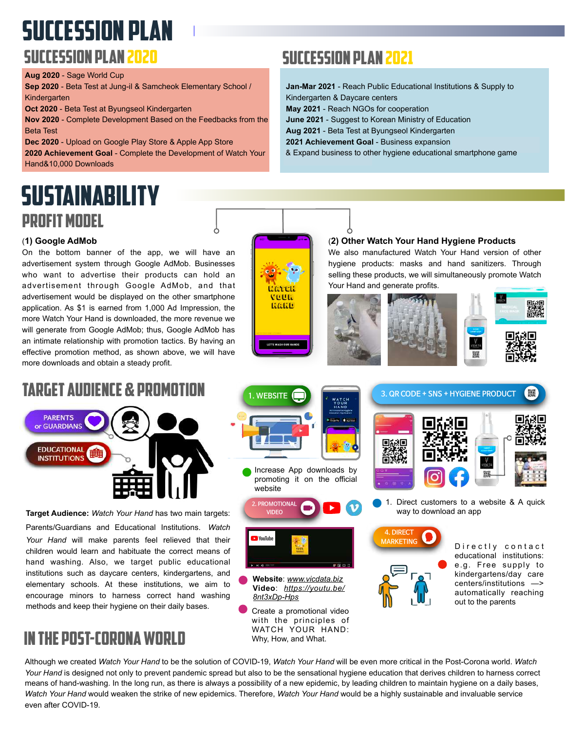# SUCCESSION PLAN

## SUCCESSION PLAN 2020

**Aug 2020** - Sage World Cup
**Sep 2020** - Beta Test at Jung-il & Samcheok Elementary School / Kindergarten
**Oct 2020** - Beta Test at Byungseol Kindergarten
**Nov 2020** - Complete Development Based on the Feedbacks from the Beta Test
**Dec 2020** - Upload on Google Play Store & Apple App Store
**2020 Achievement Goal** - Complete the Development of Watch Your Hand&10,000 Downloads

## SUCCESSION PLAN 2021

**Jan-Mar 2021** - Reach Public Educational Institutions & Supply to Kindergarten & Daycare centers
**May 2021** - Reach NGOs for cooperation
**June 2021** - Suggest to Korean Ministry of Education
**Aug 2021** - Beta Test at Byungseol Kindergarten
**2021 Achievement Goal** - Business expansion
& Expand business to other hygiene educational smartphone game

# SUSTAINABILITY

## PROFIT MODEL

**(1) Google AdMob**

On the bottom banner of the app, we will have an advertisement system through Google AdMob. Businesses who want to advertise their products can hold an advertisement through Google AdMob, and that advertisement would be displayed on the other smartphone application. As $1 is earned from 1,000 Ad Impression, the more Watch Your Hand is downloaded, the more revenue we will generate from Google AdMob; thus, Google AdMob has an intimate relationship with promotion tactics. By having an effective promotion method, as shown above, we will have more downloads and obtain a steady profit.

**(2) Other Watch Your Hand Hygiene Products**

We also manufactured Watch Your Hand version of other hygiene products: masks and hand sanitizers. Through selling these products, we will simultaneously promote Watch Your Hand and generate profits.

## TARGET AUDIENCE & PROMOTION

PARENTS or GUARDIANS

EDUCATIONAL INSTITUTIONS

**Target Audience:** *Watch Your Hand* has two main targets: Parents/Guardians and Educational Institutions. *Watch Your Hand* will make parents feel relieved that their children would learn and habituate the correct means of hand washing. Also, we target public educational institutions such as daycare centers, kindergartens, and elementary schools. At these institutions, we aim to encourage minors to harness correct hand washing methods and keep their hygiene on their daily bases.

1. WEBSITE

- Increase App downloads by promoting it on the official website

2. PROMOTIONAL VIDEO

- **Website**: www.vicdata.biz
  **Video**: https://youtu.be/8nt3xDp-Hps
- Create a promotional video with the principles of WATCH YOUR HAND: Why, How, and What.

3. QR CODE + SNS + HYGIENE PRODUCT

1. Direct customers to a website & A quick way to download an app

4. DIRECT MARKETING

- Directly contact educational institutions: e.g. Free supply to kindergartens/day care centers/institutions —> automatically reaching out to the parents

## IN THE POST-CORONA WORLD

Although we created *Watch Your Hand* to be the solution of COVID-19, *Watch Your Hand* will be even more critical in the Post-Corona world. *Watch Your Hand* is designed not only to prevent pandemic spread but also to be the sensational hygiene education that derives children to harness correct means of hand-washing. In the long run, as there is always a possibility of a new epidemic, by leading children to maintain hygiene on a daily bases, *Watch Your Hand* would weaken the strike of new epidemics. Therefore, *Watch Your Hand* would be a highly sustainable and invaluable service even after COVID-19.